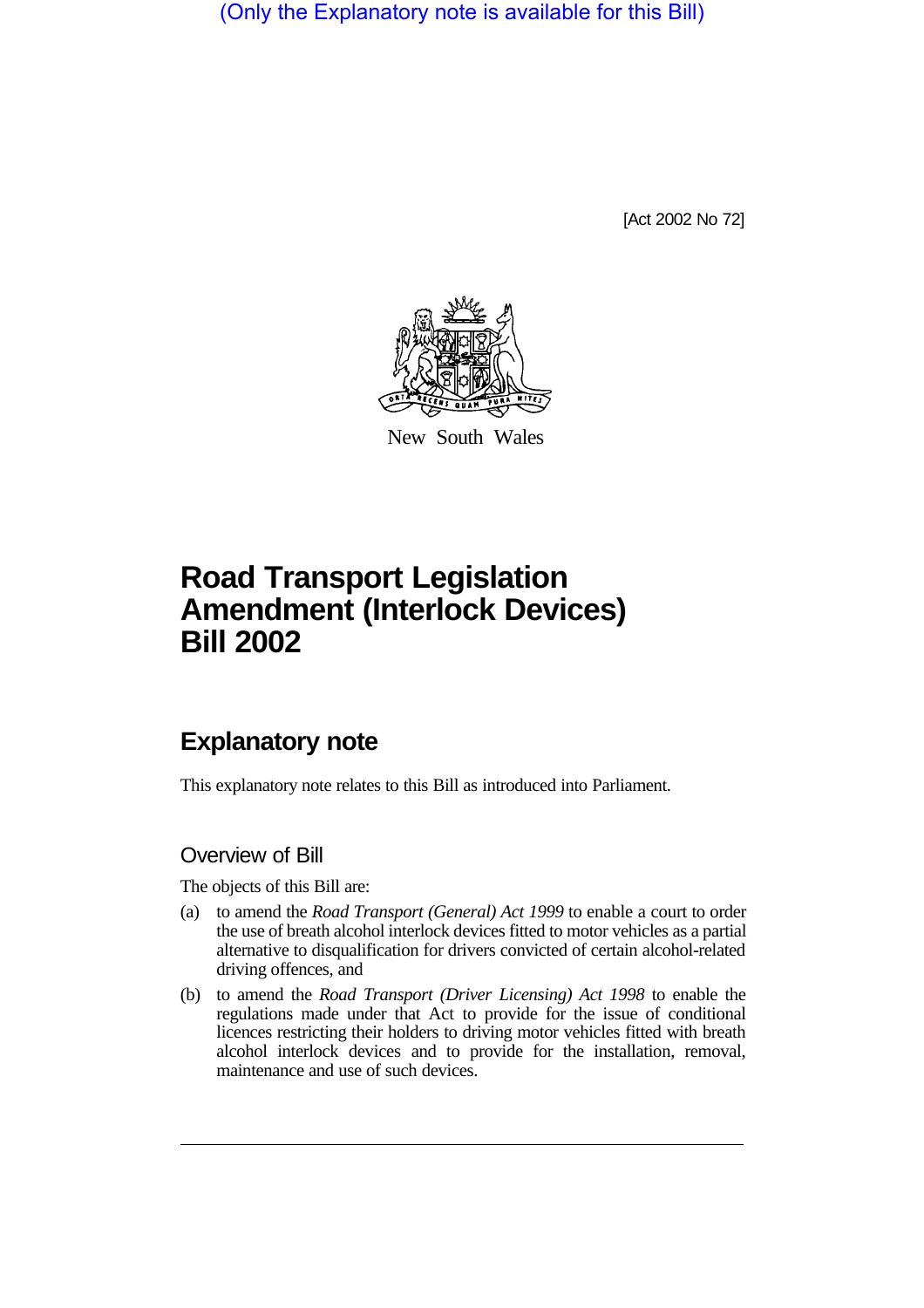(Only the Explanatory note is available for this Bill)

[Act 2002 No 72]

New South Wales

# Road Transport Legislation Amendment (Interlock Devices) Bill 2002

## Explanatory note

This explanatory note relates to this Bill as introduced into Parliament.

### Overview of Bill

The objects of this Bill are:

(a) to amend the *Road Transport (General) Act 1999* to enable a court to order the use of breath alcohol interlock devices fitted to motor vehicles as a partial alternative to disqualification for drivers convicted of certain alcohol-related driving offences, and

(b) to amend the *Road Transport (Driver Licensing) Act 1998* to enable the regulations made under that Act to provide for the issue of conditional licences restricting their holders to driving motor vehicles fitted with breath alcohol interlock devices and to provide for the installation, removal, maintenance and use of such devices.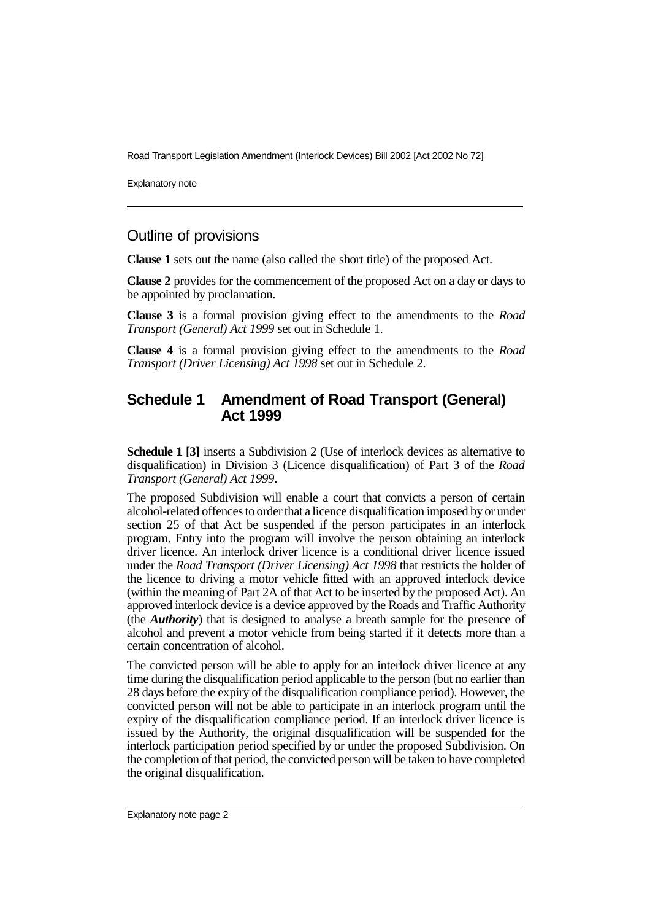## Outline of provisions

**Clause 1** sets out the name (also called the short title) of the proposed Act.

**Clause 2** provides for the commencement of the proposed Act on a day or days to be appointed by proclamation.

**Clause 3** is a formal provision giving effect to the amendments to the *Road Transport (General) Act 1999* set out in Schedule 1.

**Clause 4** is a formal provision giving effect to the amendments to the *Road Transport (Driver Licensing) Act 1998* set out in Schedule 2.

## Schedule 1 Amendment of Road Transport (General) Act 1999

**Schedule 1 [3]** inserts a Subdivision 2 (Use of interlock devices as alternative to disqualification) in Division 3 (Licence disqualification) of Part 3 of the *Road Transport (General) Act 1999*.

The proposed Subdivision will enable a court that convicts a person of certain alcohol-related offences to order that a licence disqualification imposed by or under section 25 of that Act be suspended if the person participates in an interlock program. Entry into the program will involve the person obtaining an interlock driver licence. An interlock driver licence is a conditional driver licence issued under the *Road Transport (Driver Licensing) Act 1998* that restricts the holder of the licence to driving a motor vehicle fitted with an approved interlock device (within the meaning of Part 2A of that Act to be inserted by the proposed Act). An approved interlock device is a device approved by the Roads and Traffic Authority (the ***Authority***) that is designed to analyse a breath sample for the presence of alcohol and prevent a motor vehicle from being started if it detects more than a certain concentration of alcohol.

The convicted person will be able to apply for an interlock driver licence at any time during the disqualification period applicable to the person (but no earlier than 28 days before the expiry of the disqualification compliance period). However, the convicted person will not be able to participate in an interlock program until the expiry of the disqualification compliance period. If an interlock driver licence is issued by the Authority, the original disqualification will be suspended for the interlock participation period specified by or under the proposed Subdivision. On the completion of that period, the convicted person will be taken to have completed the original disqualification.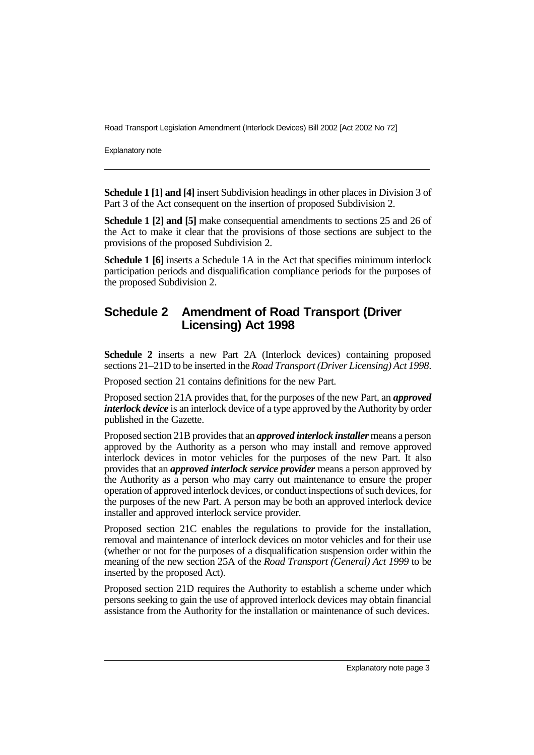**Schedule 1 [1] and [4]** insert Subdivision headings in other places in Division 3 of Part 3 of the Act consequent on the insertion of proposed Subdivision 2.

**Schedule 1 [2] and [5]** make consequential amendments to sections 25 and 26 of the Act to make it clear that the provisions of those sections are subject to the provisions of the proposed Subdivision 2.

**Schedule 1 [6]** inserts a Schedule 1A in the Act that specifies minimum interlock participation periods and disqualification compliance periods for the purposes of the proposed Subdivision 2.

## Schedule 2 Amendment of Road Transport (Driver Licensing) Act 1998

**Schedule 2** inserts a new Part 2A (Interlock devices) containing proposed sections 21–21D to be inserted in the *Road Transport (Driver Licensing) Act 1998*.

Proposed section 21 contains definitions for the new Part.

Proposed section 21A provides that, for the purposes of the new Part, an ***approved interlock device*** is an interlock device of a type approved by the Authority by order published in the Gazette.

Proposed section 21B provides that an ***approved interlock installer*** means a person approved by the Authority as a person who may install and remove approved interlock devices in motor vehicles for the purposes of the new Part. It also provides that an ***approved interlock service provider*** means a person approved by the Authority as a person who may carry out maintenance to ensure the proper operation of approved interlock devices, or conduct inspections of such devices, for the purposes of the new Part. A person may be both an approved interlock device installer and approved interlock service provider.

Proposed section 21C enables the regulations to provide for the installation, removal and maintenance of interlock devices on motor vehicles and for their use (whether or not for the purposes of a disqualification suspension order within the meaning of the new section 25A of the *Road Transport (General) Act 1999* to be inserted by the proposed Act).

Proposed section 21D requires the Authority to establish a scheme under which persons seeking to gain the use of approved interlock devices may obtain financial assistance from the Authority for the installation or maintenance of such devices.